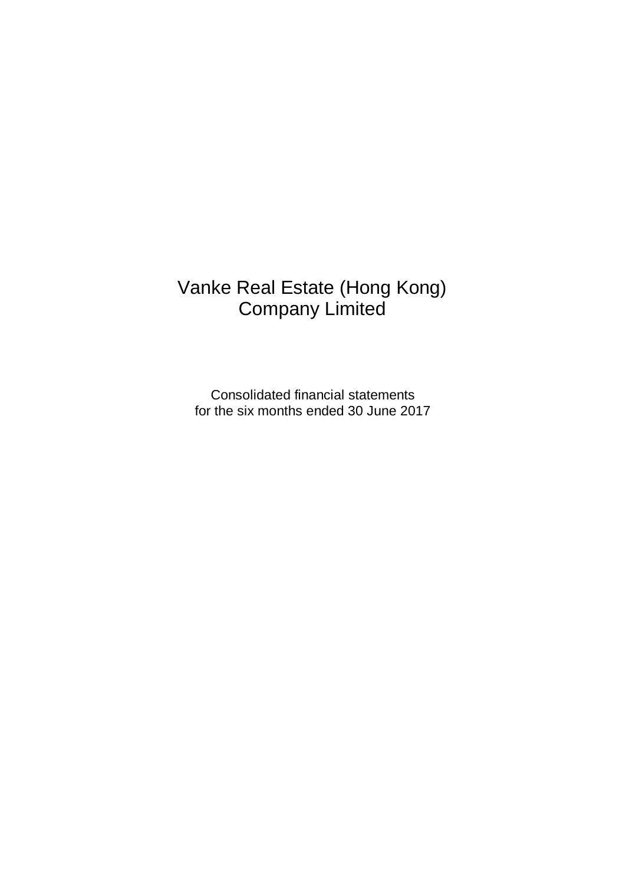# Vanke Real Estate (Hong Kong) Company Limited

Consolidated financial statements
for the six months ended 30 June 2017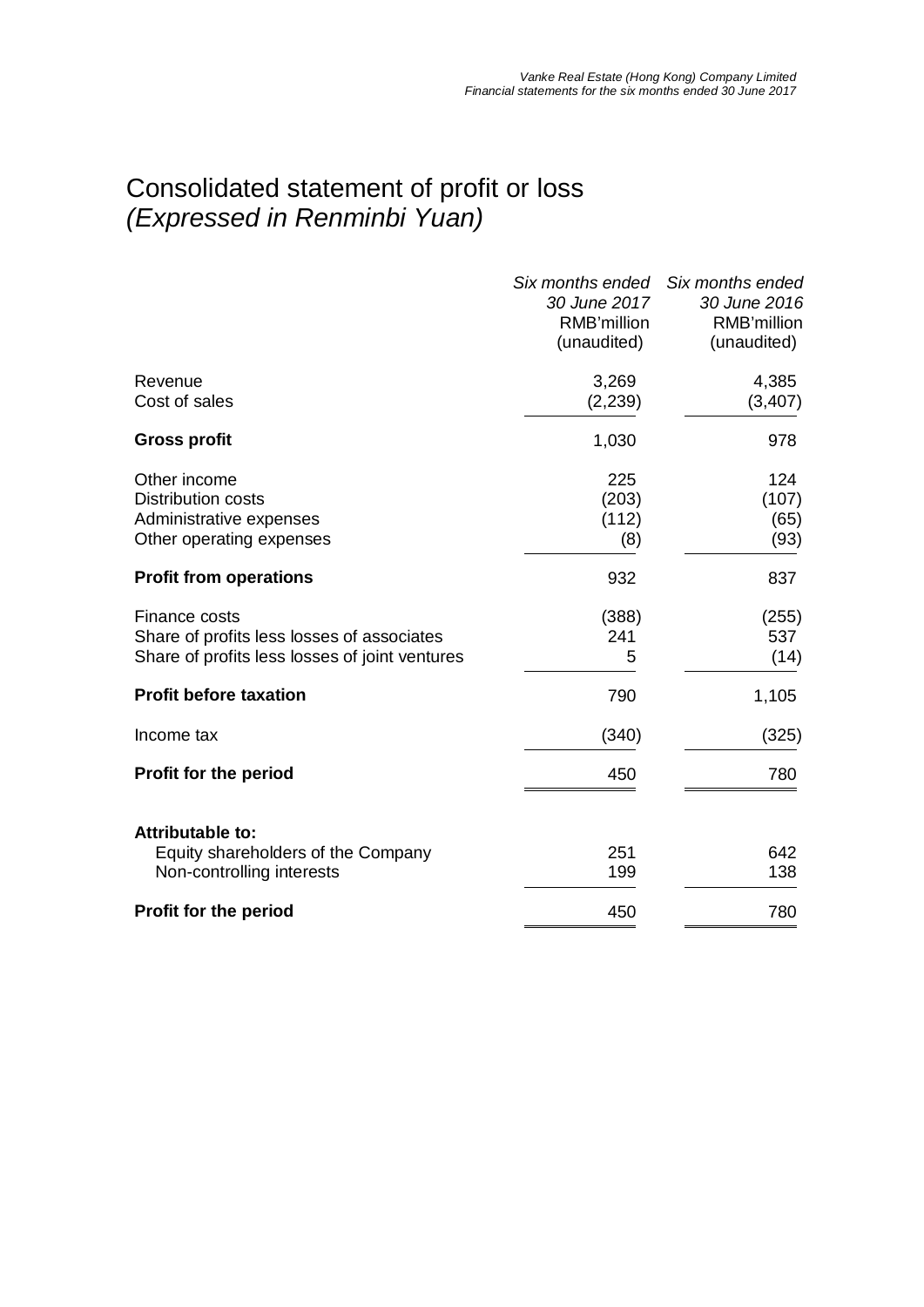# Consolidated statement of profit or loss
## *(Expressed in Renminbi Yuan)*

| | *Six months ended 30 June 2017* RMB'million (unaudited) | *Six months ended 30 June 2016* RMB'million (unaudited) |
|---|---|---|
| Revenue | 3,269 | 4,385 |
| Cost of sales | (2,239) | (3,407) |
| **Gross profit** | 1,030 | 978 |
| Other income | 225 | 124 |
| Distribution costs | (203) | (107) |
| Administrative expenses | (112) | (65) |
| Other operating expenses | (8) | (93) |
| **Profit from operations** | 932 | 837 |
| Finance costs | (388) | (255) |
| Share of profits less losses of associates | 241 | 537 |
| Share of profits less losses of joint ventures | 5 | (14) |
| **Profit before taxation** | 790 | 1,105 |
| Income tax | (340) | (325) |
| **Profit for the period** | 450 | 780 |
| **Attributable to:** | | |
| Equity shareholders of the Company | 251 | 642 |
| Non-controlling interests | 199 | 138 |
| **Profit for the period** | 450 | 780 |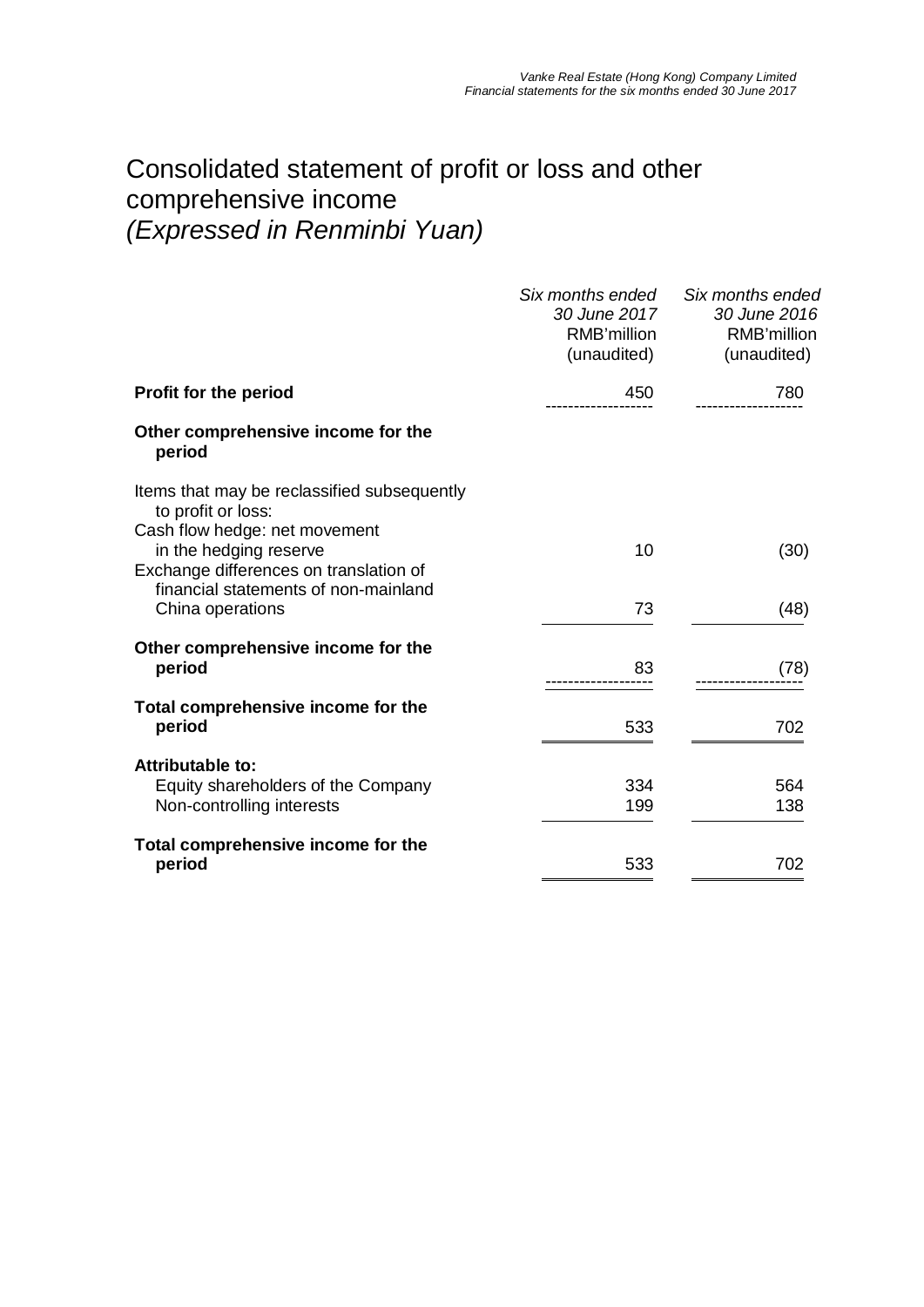# Consolidated statement of profit or loss and other comprehensive income
*(Expressed in Renminbi Yuan)*

| | *Six months ended 30 June 2017* RMB'million (unaudited) | *Six months ended 30 June 2016* RMB'million (unaudited) |
|---|---|---|
| **Profit for the period** | 450 | 780 |
| **Other comprehensive income for the period** | | |
| Items that may be reclassified subsequently to profit or loss: | | |
| Cash flow hedge: net movement in the hedging reserve | 10 | (30) |
| Exchange differences on translation of financial statements of non-mainland China operations | 73 | (48) |
| **Other comprehensive income for the period** | 83 | (78) |
| **Total comprehensive income for the period** | 533 | 702 |
| **Attributable to:** | | |
| Equity shareholders of the Company | 334 | 564 |
| Non-controlling interests | 199 | 138 |
| **Total comprehensive income for the period** | 533 | 702 |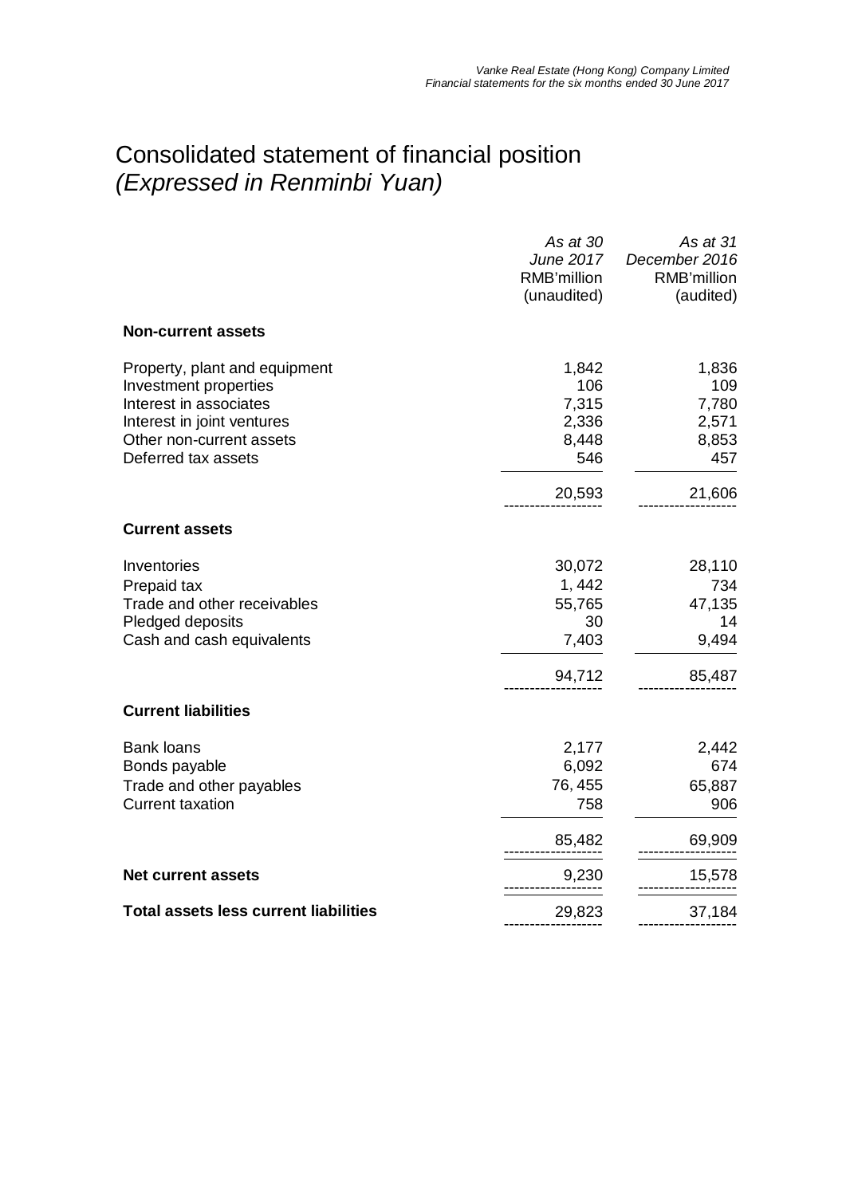# Consolidated statement of financial position
*(Expressed in Renminbi Yuan)*

| | *As at 30 June 2017* RMB'million (unaudited) | *As at 31 December 2016* RMB'million (audited) |
|---|---|---|
| **Non-current assets** | | |
| Property, plant and equipment | 1,842 | 1,836 |
| Investment properties | 106 | 109 |
| Interest in associates | 7,315 | 7,780 |
| Interest in joint ventures | 2,336 | 2,571 |
| Other non-current assets | 8,448 | 8,853 |
| Deferred tax assets | 546 | 457 |
| | 20,593 | 21,606 |
| **Current assets** | | |
| Inventories | 30,072 | 28,110 |
| Prepaid tax | 1, 442 | 734 |
| Trade and other receivables | 55,765 | 47,135 |
| Pledged deposits | 30 | 14 |
| Cash and cash equivalents | 7,403 | 9,494 |
| | 94,712 | 85,487 |
| **Current liabilities** | | |
| Bank loans | 2,177 | 2,442 |
| Bonds payable | 6,092 | 674 |
| Trade and other payables | 76, 455 | 65,887 |
| Current taxation | 758 | 906 |
| | 85,482 | 69,909 |
| **Net current assets** | 9,230 | 15,578 |
| **Total assets less current liabilities** | 29,823 | 37,184 |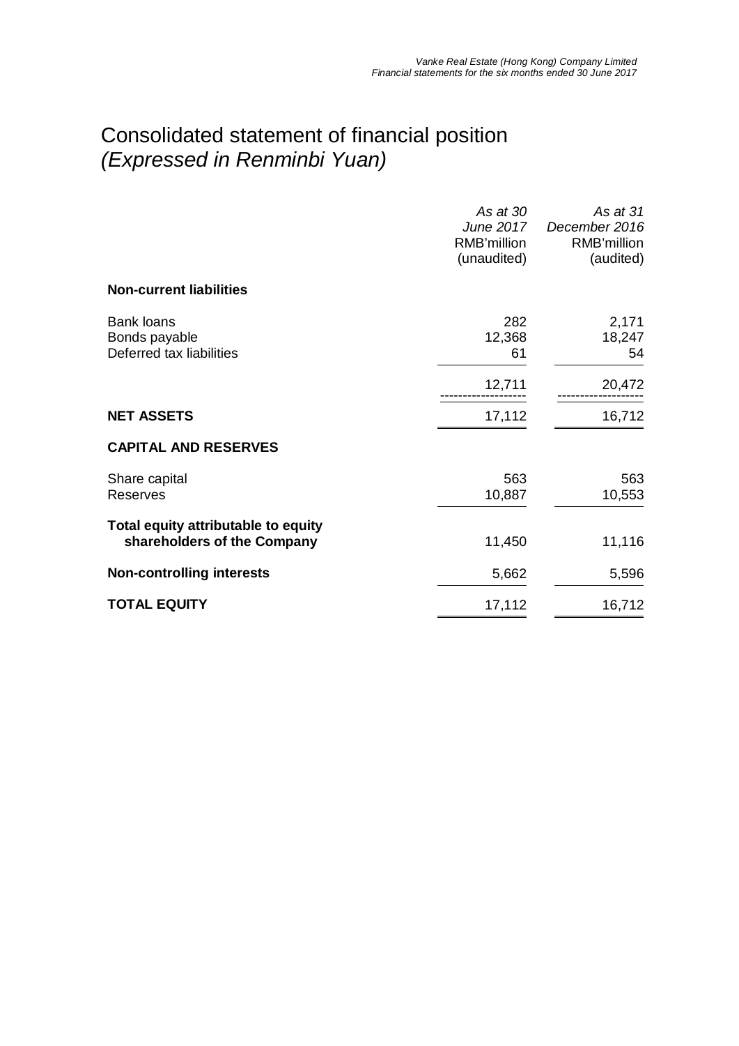# Consolidated statement of financial position
*(Expressed in Renminbi Yuan)*

| | *As at 30 June 2017* RMB'million (unaudited) | *As at 31 December 2016* RMB'million (audited) |
|---|---|---|
| **Non-current liabilities** | | |
| Bank loans | 282 | 2,171 |
| Bonds payable | 12,368 | 18,247 |
| Deferred tax liabilities | 61 | 54 |
| | 12,711 | 20,472 |
| **NET ASSETS** | 17,112 | 16,712 |
| **CAPITAL AND RESERVES** | | |
| Share capital | 563 | 563 |
| Reserves | 10,887 | 10,553 |
| **Total equity attributable to equity shareholders of the Company** | 11,450 | 11,116 |
| **Non-controlling interests** | 5,662 | 5,596 |
| **TOTAL EQUITY** | 17,112 | 16,712 |